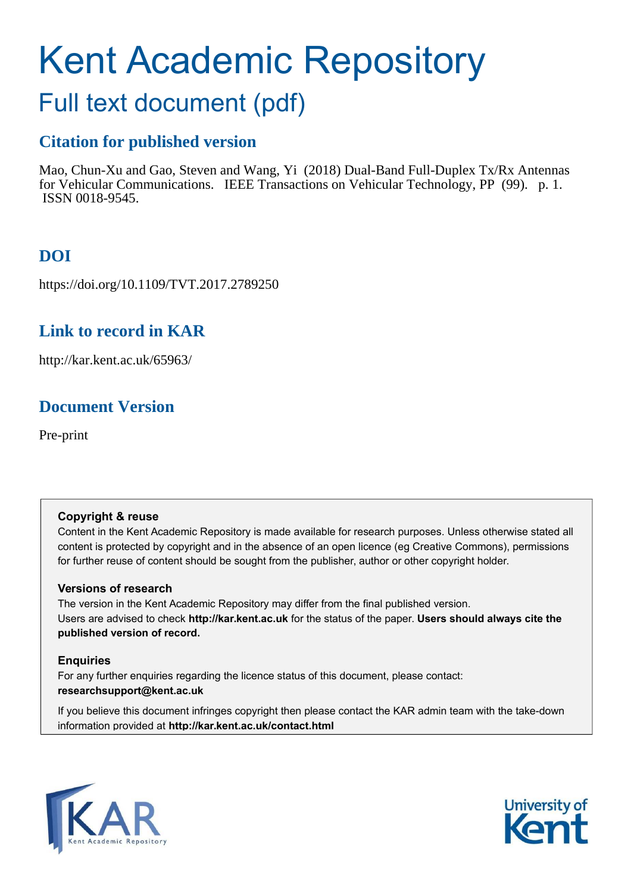# Kent Academic Repository

## Full text document (pdf)

### Citation for published version

Mao, Chun-Xu and Gao, Steven and Wang, Yi (2018) Dual-Band Full-Duplex Tx/Rx Antennas for Vehicular Communications. IEEE Transactions on Vehicular Technology, PP (99). p. 1. ISSN 0018-9545.

### DOI

https://doi.org/10.1109/TVT.2017.2789250

### Link to record in KAR

http://kar.kent.ac.uk/65963/

### Document Version

Pre-print

**Copyright & reuse**

Content in the Kent Academic Repository is made available for research purposes. Unless otherwise stated all content is protected by copyright and in the absence of an open licence (eg Creative Commons), permissions for further reuse of content should be sought from the publisher, author or other copyright holder.

**Versions of research**

The version in the Kent Academic Repository may differ from the final published version. Users are advised to check **http://kar.kent.ac.uk** for the status of the paper. **Users should always cite the published version of record.**

**Enquiries**

For any further enquiries regarding the licence status of this document, please contact: **researchsupport@kent.ac.uk**

If you believe this document infringes copyright then please contact the KAR admin team with the take-down information provided at **http://kar.kent.ac.uk/contact.html**

KAR Kent Academic Repository

University of Kent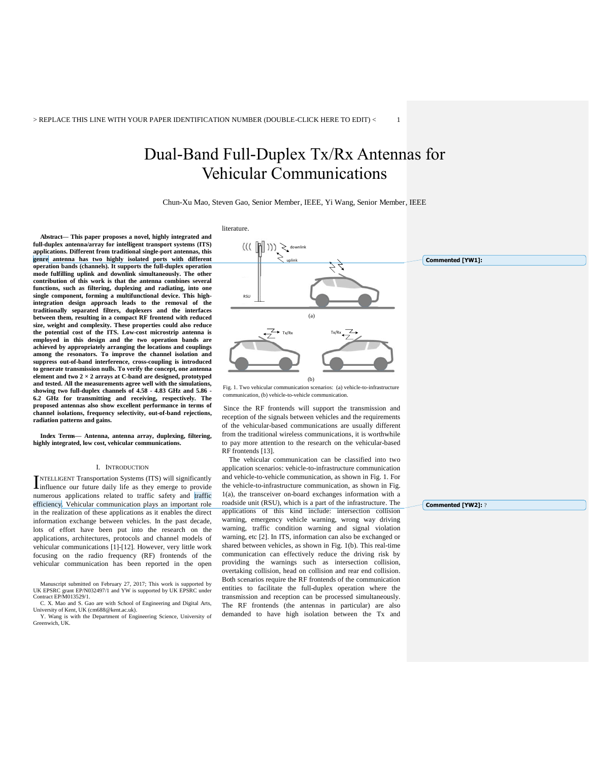# Dual-Band Full-Duplex Tx/Rx Antennas for Vehicular Communications

Chun-Xu Mao, Steven Gao, Senior Member, IEEE, Yi Wang, Senior Member, IEEE

***Abstract*— This paper proposes a novel, highly integrated and full-duplex antenna/array for intelligent transport systems (ITS) applications. Different from traditional single-port antennas, this genre antenna has two highly isolated ports with different operation bands (channels). It supports the full-duplex operation mode fulfilling uplink and downlink simultaneously. The other contribution of this work is that the antenna combines several functions, such as filtering, duplexing and radiating, into one single component, forming a multifunctional device. This high-integration design approach leads to the removal of the traditionally separated filters, duplexers and the interfaces between them, resulting in a compact RF frontend with reduced size, weight and complexity. These properties could also reduce the potential cost of the ITS. Low-cost microstrip antenna is employed in this design and the two operation bands are achieved by appropriately arranging the locations and couplings among the resonators. To improve the channel isolation and suppress out-of-band interference, cross-coupling is introduced to generate transmission nulls. To verify the concept, one antenna element and two 2 × 2 arrays at C-band are designed, prototyped and tested. All the measurements agree well with the simulations, showing two full-duplex channels of 4.58 - 4.83 GHz and 5.86 - 6.2 GHz for transmitting and receiving, respectively. The proposed antennas also show excellent performance in terms of channel isolations, frequency selectivity, out-of-band rejections, radiation patterns and gains.**

***Index Terms*— Antenna, antenna array, duplexing, filtering, highly integrated, low cost, vehicular communications.**

## I. Introduction

Intelligent Transportation Systems (ITS) will significantly influence our future daily life as they emerge to provide numerous applications related to traffic safety and traffic efficiency. Vehicular communication plays an important role in the realization of these applications as it enables the direct information exchange between vehicles. In the past decade, lots of effort have been put into the research on the applications, architectures, protocols and channel models of vehicular communications [1]-[12]. However, very little work focusing on the radio frequency (RF) frontends of the vehicular communication has been reported in the open literature.

Fig. 1. Two vehicular communication scenarios: (a) vehicle-to-infrastructure communication, (b) vehicle-to-vehicle communication.

Since the RF frontends will support the transmission and reception of the signals between vehicles and the requirements of the vehicular-based communications are usually different from the traditional wireless communications, it is worthwhile to pay more attention to the research on the vehicular-based RF frontends [13].

The vehicular communication can be classified into two application scenarios: vehicle-to-infrastructure communication and vehicle-to-vehicle communication, as shown in Fig. 1. For the vehicle-to-infrastructure communication, as shown in Fig. 1(a), the transceiver on-board exchanges information with a roadside unit (RSU), which is a part of the infrastructure. The applications of this kind include: intersection collision warning, emergency vehicle warning, wrong way driving warning, traffic condition warning and signal violation warning, etc [2]. In ITS, information can also be exchanged or shared between vehicles, as shown in Fig. 1(b). This real-time communication can effectively reduce the driving risk by providing the warnings such as intersection collision, overtaking collision, head on collision and rear end collision. Both scenarios require the RF frontends of the communication entities to facilitate the full-duplex operation where the transmission and reception can be processed simultaneously. The RF frontends (the antennas in particular) are also demanded to have high isolation between the Tx and

Manuscript submitted on February 27, 2017; This work is supported by UK EPSRC grant EP/N032497/1 and YW is supported by UK EPSRC under Contract EP/M013529/1.

C. X. Mao and S. Gao are with School of Engineering and Digital Arts, University of Kent, UK (cm688@kent.ac.uk).

Y. Wang is with the Department of Engineering Science, University of Greenwich, UK.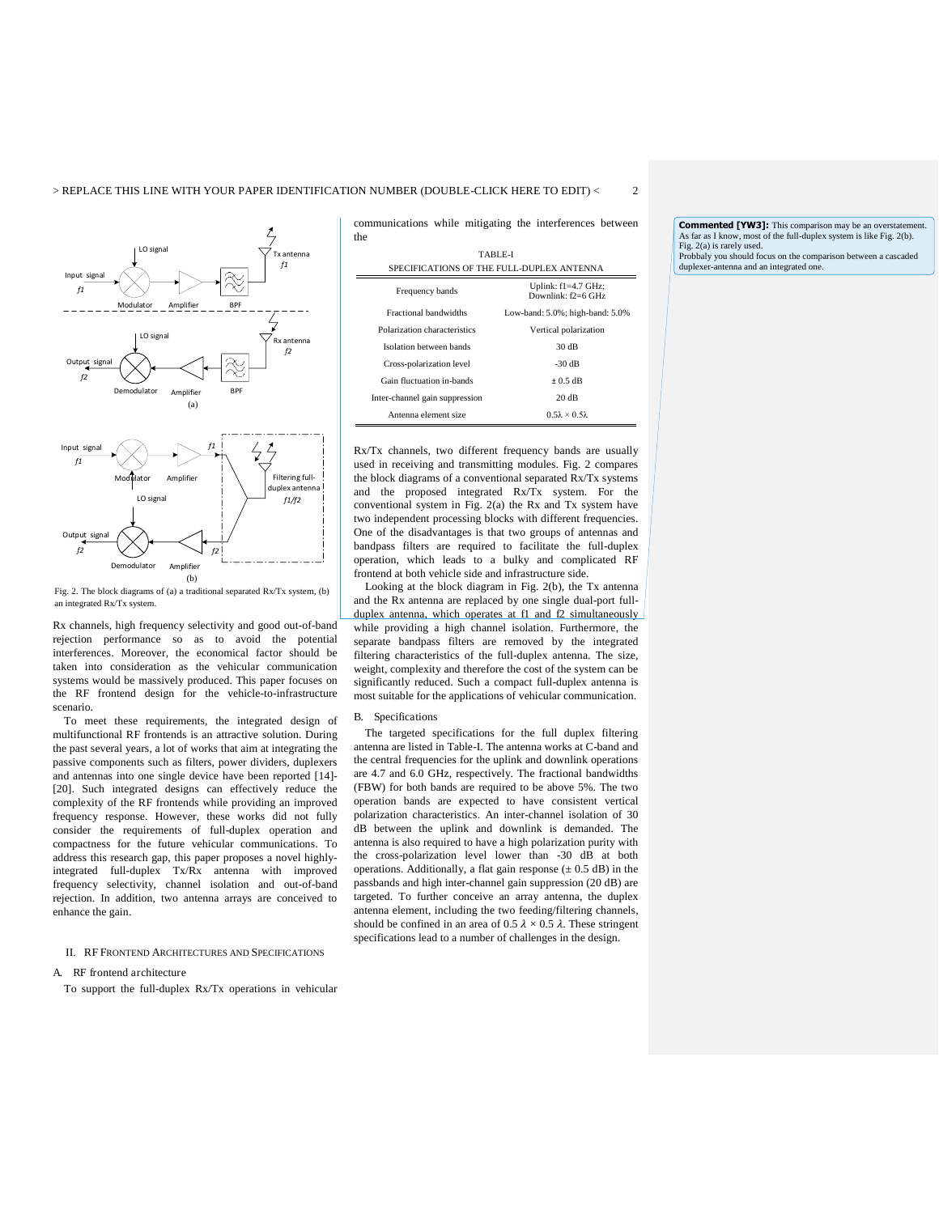Fig. 2. The block diagrams of (a) a traditional separated Rx/Tx system, (b) an integrated Rx/Tx system.

Rx channels, high frequency selectivity and good out-of-band rejection performance so as to avoid the potential interferences. Moreover, the economical factor should be taken into consideration as the vehicular communication systems would be massively produced. This paper focuses on the RF frontend design for the vehicle-to-infrastructure scenario.

To meet these requirements, the integrated design of multifunctional RF frontends is an attractive solution. During the past several years, a lot of works that aim at integrating the passive components such as filters, power dividers, duplexers and antennas into one single device have been reported [14]-[20]. Such integrated designs can effectively reduce the complexity of the RF frontends while providing an improved frequency response. However, these works did not fully consider the requirements of full-duplex operation and compactness for the future vehicular communications. To address this research gap, this paper proposes a novel highly-integrated full-duplex Tx/Rx antenna with improved frequency selectivity, channel isolation and out-of-band rejection. In addition, two antenna arrays are conceived to enhance the gain.

## II. RF Frontend Architectures and Specifications

### A. RF frontend architecture

To support the full-duplex Rx/Tx operations in vehicular communications while mitigating the interferences between the Rx/Tx channels, two different frequency bands are usually used in receiving and transmitting modules. Fig. 2 compares the block diagrams of a conventional separated Rx/Tx systems and the proposed integrated Rx/Tx system. For the conventional system in Fig. 2(a) the Rx and Tx system have two independent processing blocks with different frequencies. One of the disadvantages is that two groups of antennas and bandpass filters are required to facilitate the full-duplex operation, which leads to a bulky and complicated RF frontend at both vehicle side and infrastructure side.

Looking at the block diagram in Fig. 2(b), the Tx antenna and the Rx antenna are replaced by one single dual-port full-duplex antenna, which operates at f1 and f2 simultaneously while providing a high channel isolation. Furthermore, the separate bandpass filters are removed by the integrated filtering characteristics of the full-duplex antenna. The size, weight, complexity and therefore the cost of the system can be significantly reduced. Such a compact full-duplex antenna is most suitable for the applications of vehicular communication.

TABLE-I
SPECIFICATIONS OF THE FULL-DUPLEX ANTENNA

| | |
|---|---|
| Frequency bands | Uplink: f1=4.7 GHz; Downlink: f2=6 GHz |
| Fractional bandwidths | Low-band: 5.0%; high-band: 5.0% |
| Polarization characteristics | Vertical polarization |
| Isolation between bands | 30 dB |
| Cross-polarization level | -30 dB |
| Gain fluctuation in-bands | ± 0.5 dB |
| Inter-channel gain suppression | 20 dB |
| Antenna element size | $0.5\lambda \times 0.5\lambda$ |

### B. Specifications

The targeted specifications for the full duplex filtering antenna are listed in Table-I. The antenna works at C-band and the central frequencies for the uplink and downlink operations are 4.7 and 6.0 GHz, respectively. The fractional bandwidths (FBW) for both bands are required to be above 5%. The two operation bands are expected to have consistent vertical polarization characteristics. An inter-channel isolation of 30 dB between the uplink and downlink is demanded. The antenna is also required to have a high polarization purity with the cross-polarization level lower than -30 dB at both operations. Additionally, a flat gain response (± 0.5 dB) in the passbands and high inter-channel gain suppression (20 dB) are targeted. To further conceive an array antenna, the duplex antenna element, including the two feeding/filtering channels, should be confined in an area of $0.5\,\lambda \times 0.5\,\lambda$. These stringent specifications lead to a number of challenges in the design.

**Commented [YW3]:** This comparison may be an overstatement. As far as I know, most of the full-duplex system is like Fig. 2(b). Fig. 2(a) is rarely used.
Probbaly you should focus on the comparison between a cascaded duplexer-antenna and an integrated one.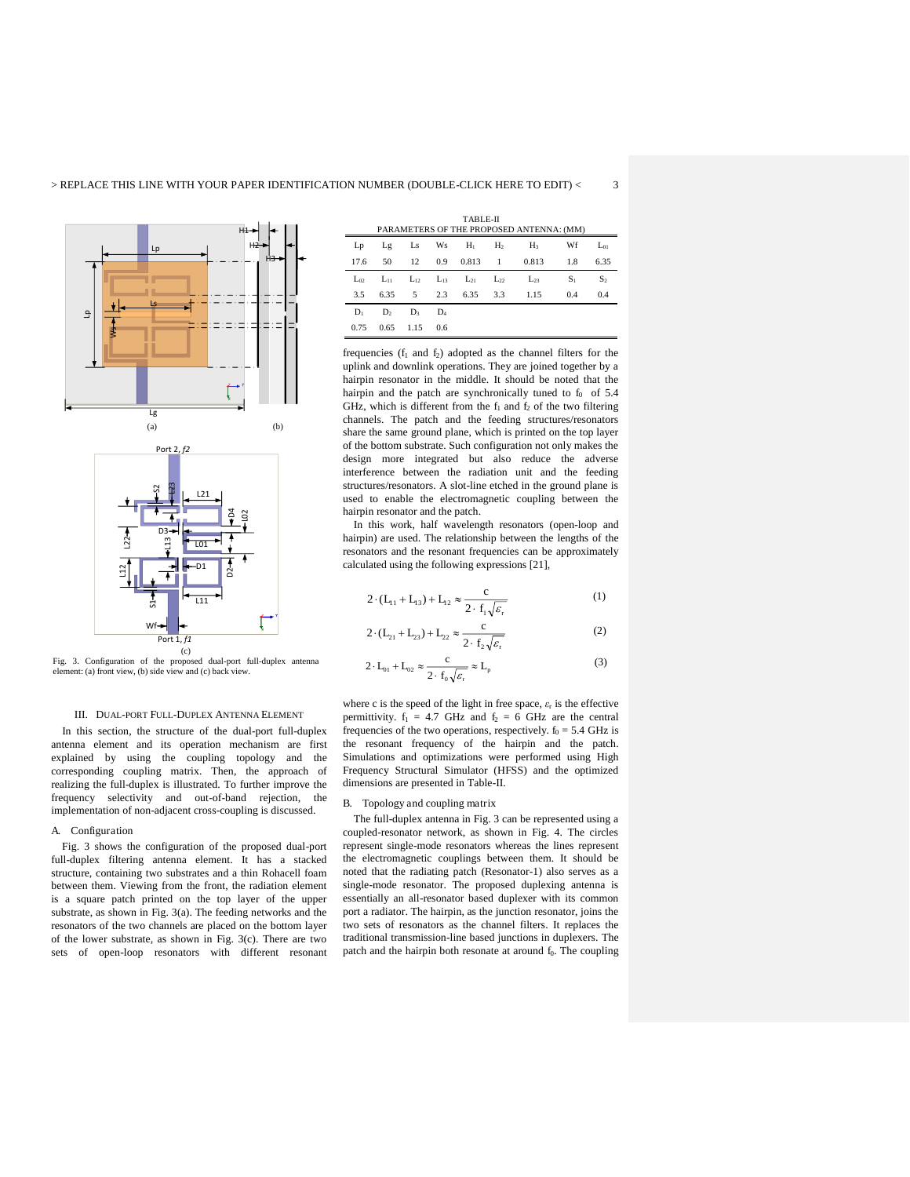Fig. 3. Configuration of the proposed dual-port full-duplex antenna element: (a) front view, (b) side view and (c) back view.

### III. Dual-Port Full-Duplex Antenna Element

In this section, the structure of the dual-port full-duplex antenna element and its operation mechanism are first explained by using the coupling topology and the corresponding coupling matrix. Then, the approach of realizing the full-duplex is illustrated. To further improve the frequency selectivity and out-of-band rejection, the implementation of non-adjacent cross-coupling is discussed.

#### A. Configuration

Fig. 3 shows the configuration of the proposed dual-port full-duplex filtering antenna element. It has a stacked structure, containing two substrates and a thin Rohacell foam between them. Viewing from the front, the radiation element is a square patch printed on the top layer of the upper substrate, as shown in Fig. 3(a). The feeding networks and the resonators of the two channels are placed on the bottom layer of the lower substrate, as shown in Fig. 3(c). There are two sets of open-loop resonators with different resonant frequencies ($f_1$ and $f_2$) adopted as the channel filters for the uplink and downlink operations. They are joined together by a hairpin resonator in the middle. It should be noted that the hairpin and the patch are synchronically tuned to $f_0$ of 5.4 GHz, which is different from the $f_1$ and $f_2$ of the two filtering channels. The patch and the feeding structures/resonators share the same ground plane, which is printed on the top layer of the bottom substrate. Such configuration not only makes the design more integrated but also reduce the adverse interference between the radiation unit and the feeding structures/resonators. A slot-line etched in the ground plane is used to enable the electromagnetic coupling between the hairpin resonator and the patch.

TABLE-II
PARAMETERS OF THE PROPOSED ANTENNA: (MM)

| $L_p$ | $L_g$ | $L_s$ | $W_s$ | $H_1$ | $H_2$ | $H_3$ | $W_f$ | $L_{01}$ |
|---|---|---|---|---|---|---|---|---|
| 17.6 | 50 | 12 | 0.9 | 0.813 | 1 | 0.813 | 1.8 | 6.35 |
| $L_{02}$ | $L_{11}$ | $L_{12}$ | $L_{13}$ | $L_{21}$ | $L_{22}$ | $L_{23}$ | $S_1$ | $S_2$ |
| 3.5 | 6.35 | 5 | 2.3 | 6.35 | 3.3 | 1.15 | 0.4 | 0.4 |
| $D_1$ | $D_2$ | $D_3$ | $D_4$ | | | | | |
| 0.75 | 0.65 | 1.15 | 0.6 | | | | | |

In this work, half wavelength resonators (open-loop and hairpin) are used. The relationship between the lengths of the resonators and the resonant frequencies can be approximately calculated using the following expressions [21],

$$2\cdot(L_{11}+L_{13})+L_{12}\approx\frac{c}{2\cdot f_1\sqrt{\varepsilon_r}} \tag{1}$$

$$2\cdot(L_{21}+L_{23})+L_{22}\approx\frac{c}{2\cdot f_2\sqrt{\varepsilon_r}} \tag{2}$$

$$2\cdot L_{01}+L_{02}\approx\frac{c}{2\cdot f_0\sqrt{\varepsilon_r}}\approx L_p \tag{3}$$

where c is the speed of the light in free space, $\varepsilon_r$ is the effective permittivity. $f_1$ = 4.7 GHz and $f_2$ = 6 GHz are the central frequencies of the two operations, respectively. $f_0$ = 5.4 GHz is the resonant frequency of the hairpin and the patch. Simulations and optimizations were performed using High Frequency Structural Simulator (HFSS) and the optimized dimensions are presented in Table-II.

#### B. Topology and coupling matrix

The full-duplex antenna in Fig. 3 can be represented using a coupled-resonator network, as shown in Fig. 4. The circles represent single-mode resonators whereas the lines represent the electromagnetic couplings between them. It should be noted that the radiating patch (Resonator-1) also serves as a single-mode resonator. The proposed duplexing antenna is essentially an all-resonator based duplexer with its common port a radiator. The hairpin, as the junction resonator, joins the two sets of resonators as the channel filters. It replaces the traditional transmission-line based junctions in duplexers. The patch and the hairpin both resonate at around $f_0$. The coupling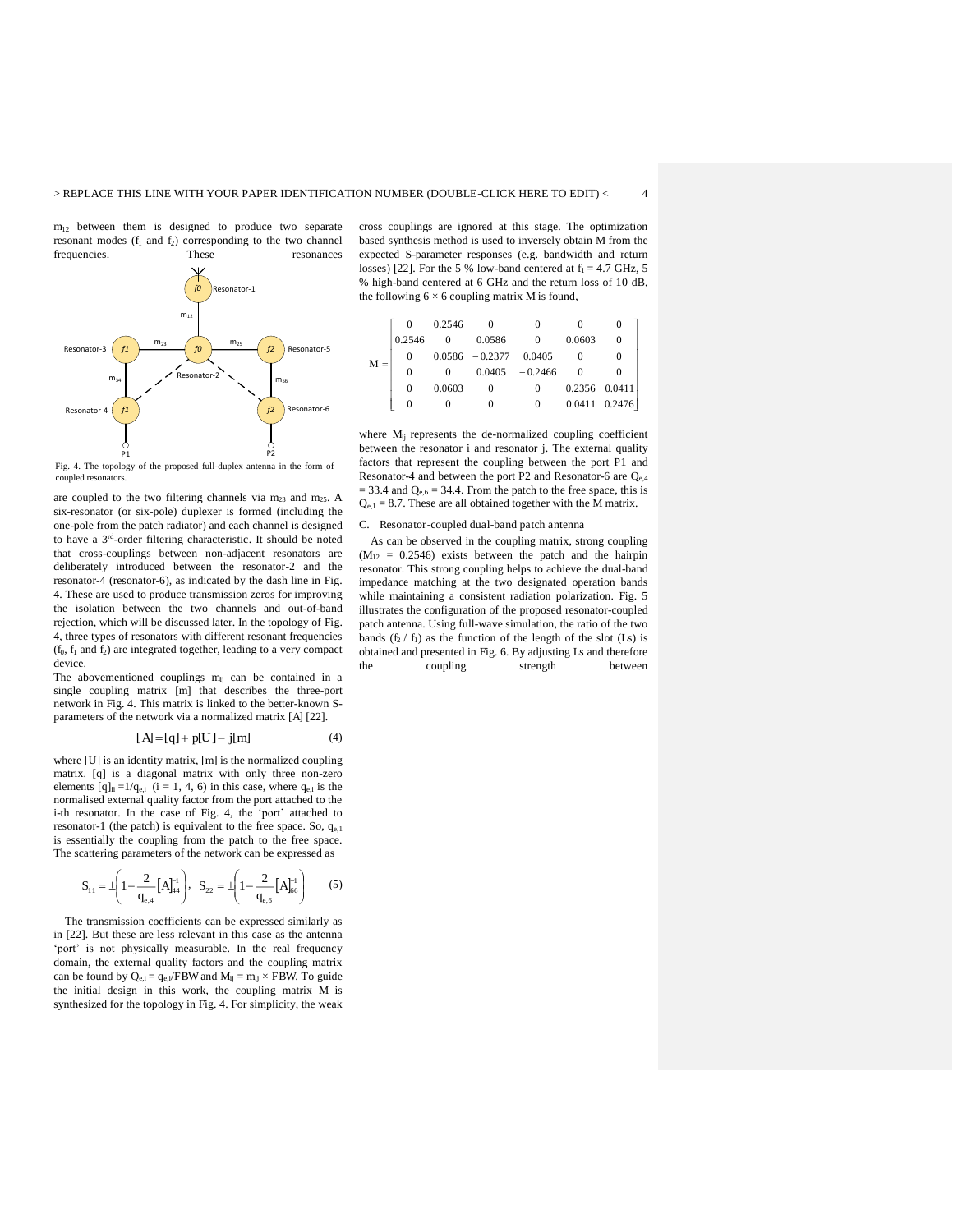$m_{12}$ between them is designed to produce two separate resonant modes ($f_1$ and $f_2$) corresponding to the two channel frequencies. These resonances are coupled to the two filtering channels via $m_{23}$ and $m_{25}$. A six-resonator (or six-pole) duplexer is formed (including the one-pole from the patch radiator) and each channel is designed to have a 3[rd]-order filtering characteristic. It should be noted that cross-couplings between non-adjacent resonators are deliberately introduced between the resonator-2 and the resonator-4 (resonator-6), as indicated by the dash line in Fig. 4. These are used to produce transmission zeros for improving the isolation between the two channels and out-of-band rejection, which will be discussed later. In the topology of Fig. 4, three types of resonators with different resonant frequencies ($f_0$, $f_1$ and $f_2$) are integrated together, leading to a very compact device.

Fig. 4. The topology of the proposed full-duplex antenna in the form of coupled resonators.

The abovementioned couplings $m_{ij}$ can be contained in a single coupling matrix [m] that describes the three-port network in Fig. 4. This matrix is linked to the better-known S-parameters of the network via a normalized matrix [A] [22].

$$[A] = [q] + p[U] - j[m] \tag{4}$$

where [U] is an identity matrix, [m] is the normalized coupling matrix. [q] is a diagonal matrix with only three non-zero elements $[q]_{ii} = 1/q_{e,i}$ ($i = 1, 4, 6$) in this case, where $q_{e,i}$ is the normalised external quality factor from the port attached to the i-th resonator. In the case of Fig. 4, the 'port' attached to resonator-1 (the patch) is equivalent to the free space. So, $q_{e,1}$ is essentially the coupling from the patch to the free space. The scattering parameters of the network can be expressed as

$$S_{11} = \pm\left(1 - \frac{2}{q_{e,4}}[A]_{44}^{-1}\right), \quad S_{22} = \pm\left(1 - \frac{2}{q_{e,6}}[A]_{66}^{-1}\right) \tag{5}$$

The transmission coefficients can be expressed similarly as in [22]. But these are less relevant in this case as the antenna 'port' is not physically measurable. In the real frequency domain, the external quality factors and the coupling matrix can be found by $Q_{e,i} = q_{e,i}/FBW$ and $M_{ij} = m_{ij} \times FBW$. To guide the initial design in this work, the coupling matrix M is synthesized for the topology in Fig. 4. For simplicity, the weak cross couplings are ignored at this stage. The optimization based synthesis method is used to inversely obtain M from the expected S-parameter responses (e.g. bandwidth and return losses) [22]. For the 5 % low-band centered at $f_1 = 4.7$ GHz, 5 % high-band centered at 6 GHz and the return loss of 10 dB, the following $6 \times 6$ coupling matrix M is found,

$$M = \begin{bmatrix} 0 & 0.2546 & 0 & 0 & 0 & 0 \\ 0.2546 & 0 & 0.0586 & 0 & 0.0603 & 0 \\ 0 & 0.0586 & -0.2377 & 0.0405 & 0 & 0 \\ 0 & 0 & 0.0405 & -0.2466 & 0 & 0 \\ 0 & 0.0603 & 0 & 0 & 0.2356 & 0.0411 \\ 0 & 0 & 0 & 0 & 0.0411 & 0.2476 \end{bmatrix}$$

where $M_{ij}$ represents the de-normalized coupling coefficient between the resonator i and resonator j. The external quality factors that represent the coupling between the port P1 and Resonator-4 and between the port P2 and Resonator-6 are $Q_{e,4} = 33.4$ and $Q_{e,6} = 34.4$. From the patch to the free space, this is $Q_{e,1} = 8.7$. These are all obtained together with the M matrix.

## C. Resonator-coupled dual-band patch antenna

As can be observed in the coupling matrix, strong coupling ($M_{12} = 0.2546$) exists between the patch and the hairpin resonator. This strong coupling helps to achieve the dual-band impedance matching at the two designated operation bands while maintaining a consistent radiation polarization. Fig. 5 illustrates the configuration of the proposed resonator-coupled patch antenna. Using full-wave simulation, the ratio of the two bands ($f_2$ / $f_1$) as the function of the length of the slot (Ls) is obtained and presented in Fig. 6. By adjusting Ls and therefore the coupling strength between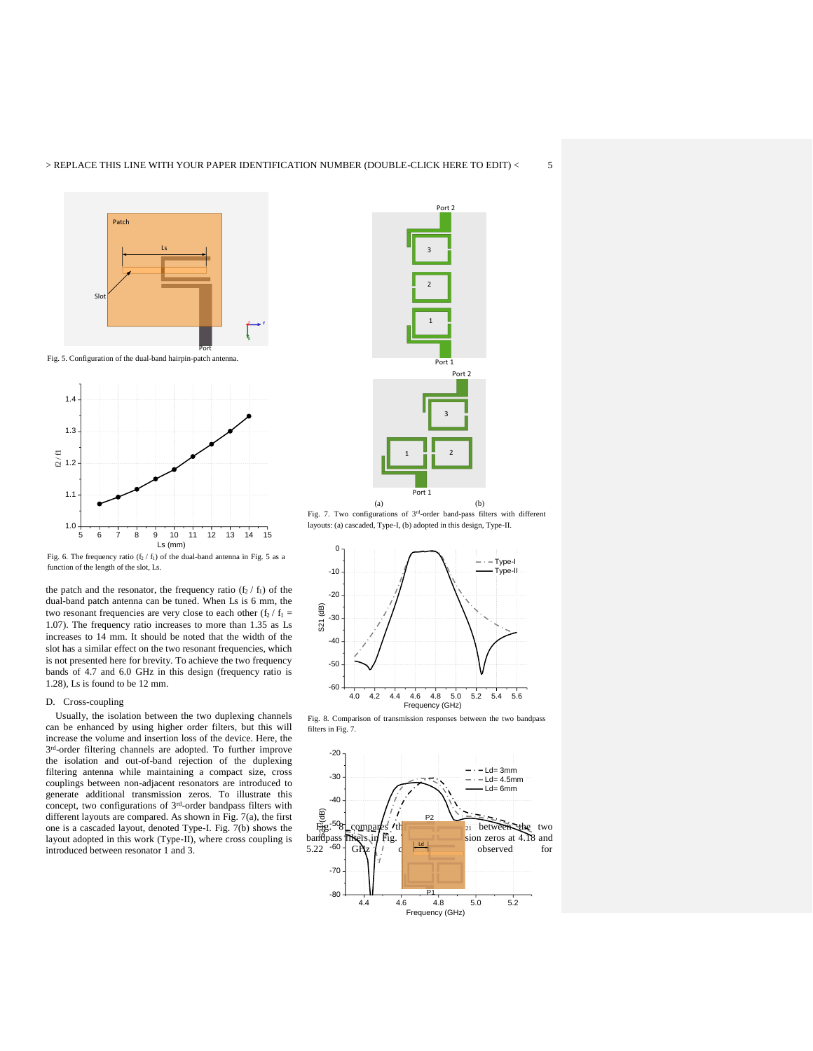Fig. 5. Configuration of the dual-band hairpin-patch antenna.

Fig. 6. The frequency ratio ($f_2$ / $f_1$) of the dual-band antenna in Fig. 5 as a function of the length of the slot, Ls.

the patch and the resonator, the frequency ratio ($f_2$ / $f_1$) of the dual-band patch antenna can be tuned. When Ls is 6 mm, the two resonant frequencies are very close to each other ($f_2$ / $f_1$ = 1.07). The frequency ratio increases to more than 1.35 as Ls increases to 14 mm. It should be noted that the width of the slot has a similar effect on the two resonant frequencies, which is not presented here for brevity. To achieve the two frequency bands of 4.7 and 6.0 GHz in this design (frequency ratio is 1.28), Ls is found to be 12 mm.

### D. Cross-coupling

Usually, the isolation between the two duplexing channels can be enhanced by using higher order filters, but this will increase the volume and insertion loss of the device. Here, the 3rd-order filtering channels are adopted. To further improve the isolation and out-of-band rejection of the duplexing filtering antenna while maintaining a compact size, cross couplings between non-adjacent resonators are introduced to generate additional transmission zeros. To illustrate this concept, two configurations of 3rd-order bandpass filters with different layouts are compared. As shown in Fig. 7(a), the first one is a cascaded layout, denoted Type-I. Fig. 7(b) shows the layout adopted in this work (Type-II), where cross coupling is introduced between resonator 1 and 3.

Fig. 7. Two configurations of 3rd-order band-pass filters with different layouts: (a) cascaded, Type-I, (b) adopted in this design, Type-II.

Fig. 8. Comparison of transmission responses between the two bandpass filters in Fig. 7.

Fig. 8 compares the $S_{21}$ between the two bandpass filters in Fig. 7. Transmission zeros at 4.18 and 5.22 GHz can be observed for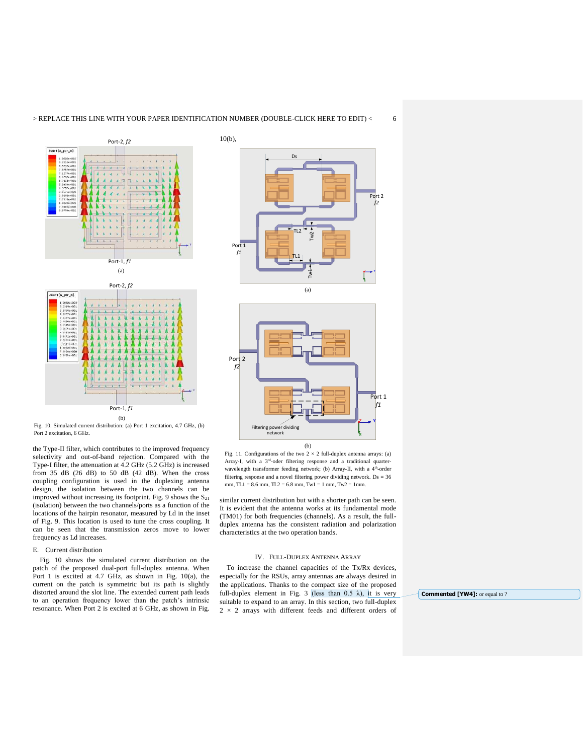Fig. 10. Simulated current distribution: (a) Port 1 excitation, 4.7 GHz, (b) Port 2 excitation, 6 GHz.

the Type-II filter, which contributes to the improved frequency selectivity and out-of-band rejection. Compared with the Type-I filter, the attenuation at 4.2 GHz (5.2 GHz) is increased from 35 dB (26 dB) to 50 dB (42 dB). When the cross coupling configuration is used in the duplexing antenna design, the isolation between the two channels can be improved without increasing its footprint. Fig. 9 shows the $S_{21}$ (isolation) between the two channels/ports as a function of the locations of the hairpin resonator, measured by Ld in the inset of Fig. 9. This location is used to tune the cross coupling. It can be seen that the transmission zeros move to lower frequency as Ld increases.

### E. Current distribution

Fig. 10 shows the simulated current distribution on the patch of the proposed dual-port full-duplex antenna. When Port 1 is excited at 4.7 GHz, as shown in Fig. 10(a), the current on the patch is symmetric but its path is slightly distorted around the slot line. The extended current path leads to an operation frequency lower than the patch's intrinsic resonance. When Port 2 is excited at 6 GHz, as shown in Fig. 10(b), similar current distribution but with a shorter path can be seen. It is evident that the antenna works at its fundamental mode (TM01) for both frequencies (channels). As a result, the full-duplex antenna has the consistent radiation and polarization characteristics at the two operation bands.

Fig. 11. Configurations of the two 2 × 2 full-duplex antenna arrays: (a) Array-I, with a 3rd-oder filtering response and a traditional quarter-wavelength transformer feeding network; (b) Array-II, with a 4th-order filtering response and a novel filtering power dividing network. Ds = 36 mm, TL1 = 8.6 mm, TL2 = 6.8 mm, Tw1 = 1 mm, Tw2 = 1mm.

## IV. Full-Duplex Antenna Array

To increase the channel capacities of the Tx/Rx devices, especially for the RSUs, array antennas are always desired in the applications. Thanks to the compact size of the proposed full-duplex element in Fig. 3 (less than 0.5 λ), it is very suitable to expand to an array. In this section, two full-duplex 2 × 2 arrays with different feeds and different orders of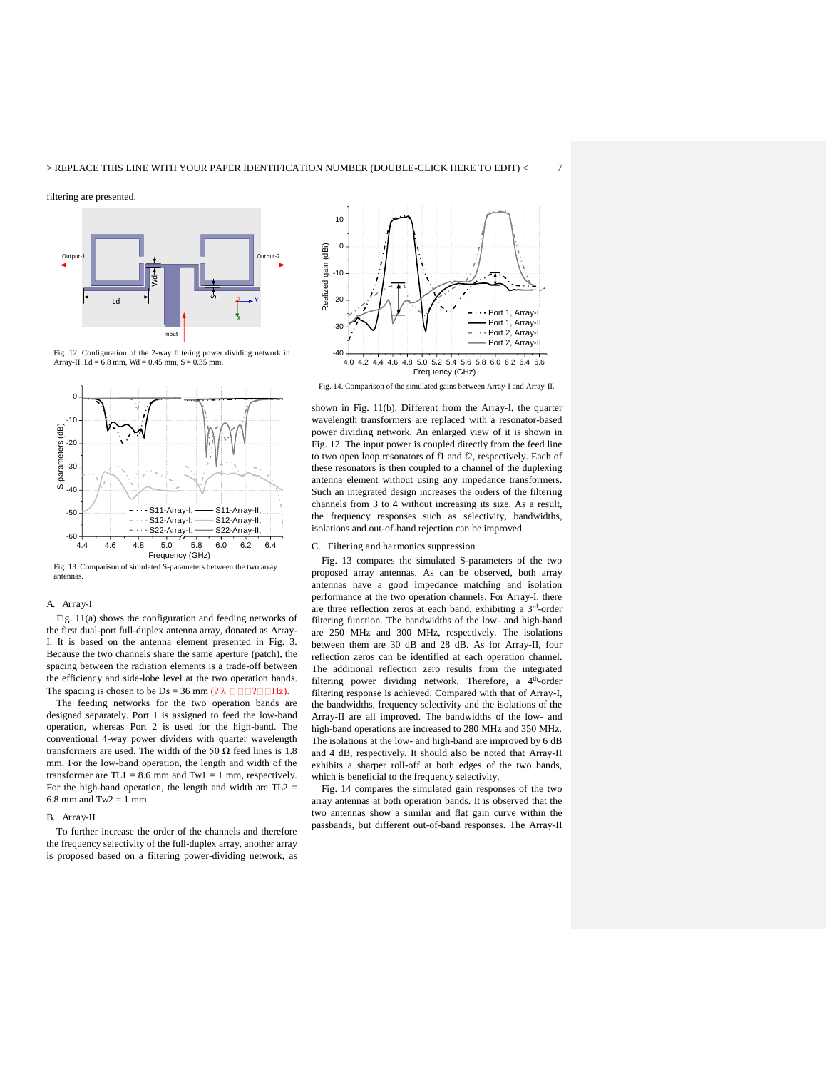filtering are presented.

Fig. 12. Configuration of the 2-way filtering power dividing network in Array-II. Ld = 6.8 mm, Wd = 0.45 mm, S = 0.35 mm.

Fig. 13. Comparison of simulated S-parameters between the two array antennas.

### A. Array-I

Fig. 11(a) shows the configuration and feeding networks of the first dual-port full-duplex antenna array, donated as Array-I. It is based on the antenna element presented in Fig. 3. Because the two channels share the same aperture (patch), the spacing between the radiation elements is a trade-off between the efficiency and side-lobe level at the two operation bands. The spacing is chosen to be Ds = 36 mm (? λ □□□?□□Hz).

The feeding networks for the two operation bands are designed separately. Port 1 is assigned to feed the low-band operation, whereas Port 2 is used for the high-band. The conventional 4-way power dividers with quarter wavelength transformers are used. The width of the 50 Ω feed lines is 1.8 mm. For the low-band operation, the length and width of the transformer are TL1 = 8.6 mm and Tw1 = 1 mm, respectively. For the high-band operation, the length and width are TL2 = 6.8 mm and Tw2 = 1 mm.

### B. Array-II

To further increase the order of the channels and therefore the frequency selectivity of the full-duplex array, another array is proposed based on a filtering power-dividing network, as shown in Fig. 11(b). Different from the Array-I, the quarter wavelength transformers are replaced with a resonator-based power dividing network. An enlarged view of it is shown in Fig. 12. The input power is coupled directly from the feed line to two open loop resonators of f1 and f2, respectively. Each of these resonators is then coupled to a channel of the duplexing antenna element without using any impedance transformers. Such an integrated design increases the orders of the filtering channels from 3 to 4 without increasing its size. As a result, the frequency responses such as selectivity, bandwidths, isolations and out-of-band rejection can be improved.

Fig. 14. Comparison of the simulated gains between Array-I and Array-II.

### C. Filtering and harmonics suppression

Fig. 13 compares the simulated S-parameters of the two proposed array antennas. As can be observed, both array antennas have a good impedance matching and isolation performance at the two operation channels. For Array-I, there are three reflection zeros at each band, exhibiting a 3rd-order filtering function. The bandwidths of the low- and high-band are 250 MHz and 300 MHz, respectively. The isolations between them are 30 dB and 28 dB. As for Array-II, four reflection zeros can be identified at each operation channel. The additional reflection zero results from the integrated filtering power dividing network. Therefore, a 4th-order filtering response is achieved. Compared with that of Array-I, the bandwidths, frequency selectivity and the isolations of the Array-II are all improved. The bandwidths of the low- and high-band operations are increased to 280 MHz and 350 MHz. The isolations at the low- and high-band are improved by 6 dB and 4 dB, respectively. It should also be noted that Array-II exhibits a sharper roll-off at both edges of the two bands, which is beneficial to the frequency selectivity.

Fig. 14 compares the simulated gain responses of the two array antennas at both operation bands. It is observed that the two antennas show a similar and flat gain curve within the passbands, but different out-of-band responses. The Array-II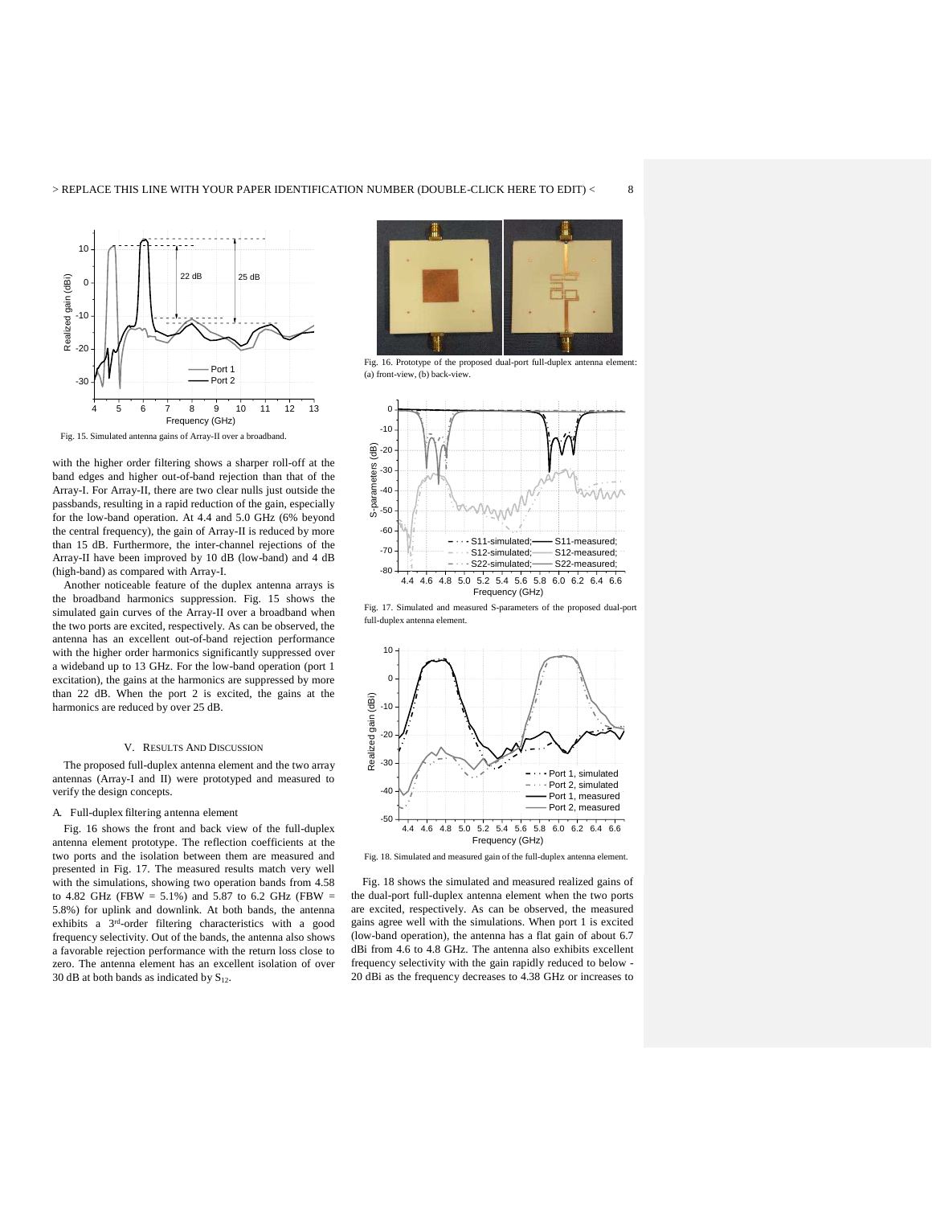Fig. 15. Simulated antenna gains of Array-II over a broadband.

with the higher order filtering shows a sharper roll-off at the band edges and higher out-of-band rejection than that of the Array-I. For Array-II, there are two clear nulls just outside the passbands, resulting in a rapid reduction of the gain, especially for the low-band operation. At 4.4 and 5.0 GHz (6% beyond the central frequency), the gain of Array-II is reduced by more than 15 dB. Furthermore, the inter-channel rejections of the Array-II have been improved by 10 dB (low-band) and 4 dB (high-band) as compared with Array-I.

Another noticeable feature of the duplex antenna arrays is the broadband harmonics suppression. Fig. 15 shows the simulated gain curves of the Array-II over a broadband when the two ports are excited, respectively. As can be observed, the antenna has an excellent out-of-band rejection performance with the higher order harmonics significantly suppressed over a wideband up to 13 GHz. For the low-band operation (port 1 excitation), the gains at the harmonics are suppressed by more than 22 dB. When the port 2 is excited, the gains at the harmonics are reduced by over 25 dB.

## V. Results And Discussion

The proposed full-duplex antenna element and the two array antennas (Array-I and II) were prototyped and measured to verify the design concepts.

### A. Full-duplex filtering antenna element

Fig. 16 shows the front and back view of the full-duplex antenna element prototype. The reflection coefficients at the two ports and the isolation between them are measured and presented in Fig. 17. The measured results match very well with the simulations, showing two operation bands from 4.58 to 4.82 GHz (FBW = 5.1%) and 5.87 to 6.2 GHz (FBW = 5.8%) for uplink and downlink. At both bands, the antenna exhibits a 3rd-order filtering characteristics with a good frequency selectivity. Out of the bands, the antenna also shows a favorable rejection performance with the return loss close to zero. The antenna element has an excellent isolation of over 30 dB at both bands as indicated by $S_{12}$.

Fig. 16. Prototype of the proposed dual-port full-duplex antenna element: (a) front-view, (b) back-view.

Fig. 17. Simulated and measured S-parameters of the proposed dual-port full-duplex antenna element.

Fig. 18. Simulated and measured gain of the full-duplex antenna element.

Fig. 18 shows the simulated and measured realized gains of the dual-port full-duplex antenna element when the two ports are excited, respectively. As can be observed, the measured gains agree well with the simulations. When port 1 is excited (low-band operation), the antenna has a flat gain of about 6.7 dBi from 4.6 to 4.8 GHz. The antenna also exhibits excellent frequency selectivity with the gain rapidly reduced to below -20 dBi as the frequency decreases to 4.38 GHz or increases to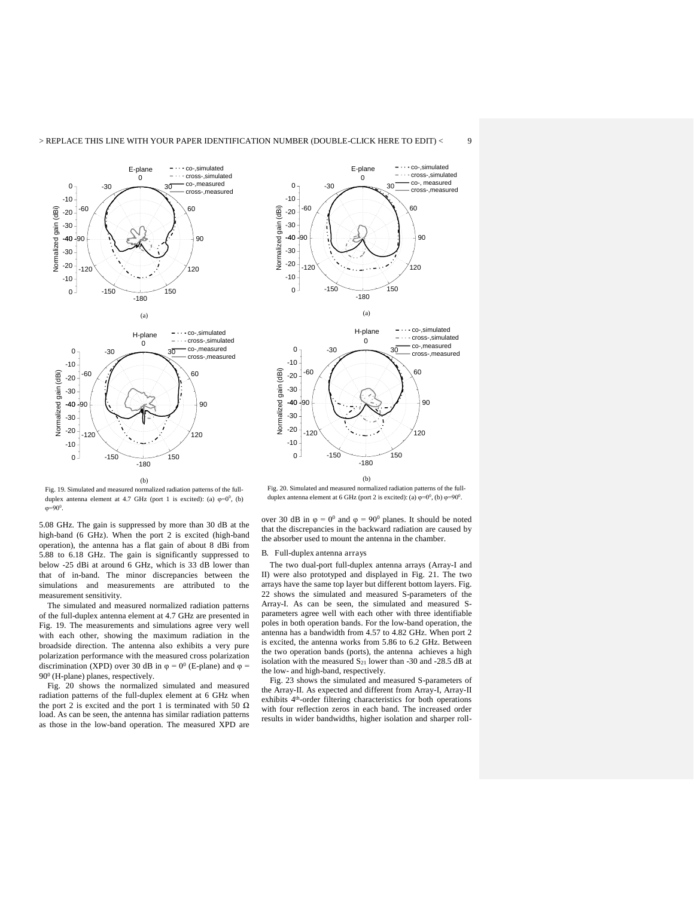Fig. 19. Simulated and measured normalized radiation patterns of the full-duplex antenna element at 4.7 GHz (port 1 is excited): (a) $\varphi=0^0$, (b) $\varphi=90^0$.

Fig. 20. Simulated and measured normalized radiation patterns of the full-duplex antenna element at 6 GHz (port 2 is excited): (a) $\varphi=0^0$, (b) $\varphi=90^0$.

5.08 GHz. The gain is suppressed by more than 30 dB at the high-band (6 GHz). When the port 2 is excited (high-band operation), the antenna has a flat gain of about 8 dBi from 5.88 to 6.18 GHz. The gain is significantly suppressed to below -25 dBi at around 6 GHz, which is 33 dB lower than that of in-band. The minor discrepancies between the simulations and measurements are attributed to the measurement sensitivity.

The simulated and measured normalized radiation patterns of the full-duplex antenna element at 4.7 GHz are presented in Fig. 19. The measurements and simulations agree very well with each other, showing the maximum radiation in the broadside direction. The antenna also exhibits a very pure polarization performance with the measured cross polarization discrimination (XPD) over 30 dB in $\varphi = 0^0$ (E-plane) and $\varphi = 90^0$ (H-plane) planes, respectively.

Fig. 20 shows the normalized simulated and measured radiation patterns of the full-duplex element at 6 GHz when the port 2 is excited and the port 1 is terminated with 50 Ω load. As can be seen, the antenna has similar radiation patterns as those in the low-band operation. The measured XPD are over 30 dB in $\varphi = 0^0$ and $\varphi = 90^0$ planes. It should be noted that the discrepancies in the backward radiation are caused by the absorber used to mount the antenna in the chamber.

### B. Full-duplex antenna arrays

The two dual-port full-duplex antenna arrays (Array-I and II) were also prototyped and displayed in Fig. 21. The two arrays have the same top layer but different bottom layers. Fig. 22 shows the simulated and measured S-parameters of the Array-I. As can be seen, the simulated and measured S-parameters agree well with each other with three identifiable poles in both operation bands. For the low-band operation, the antenna has a bandwidth from 4.57 to 4.82 GHz. When port 2 is excited, the antenna works from 5.86 to 6.2 GHz. Between the two operation bands (ports), the antenna achieves a high isolation with the measured $S_{21}$ lower than -30 and -28.5 dB at the low- and high-band, respectively.

Fig. 23 shows the simulated and measured S-parameters of the Array-II. As expected and different from Array-I, Array-II exhibits 4th-order filtering characteristics for both operations with four reflection zeros in each band. The increased order results in wider bandwidths, higher isolation and sharper roll-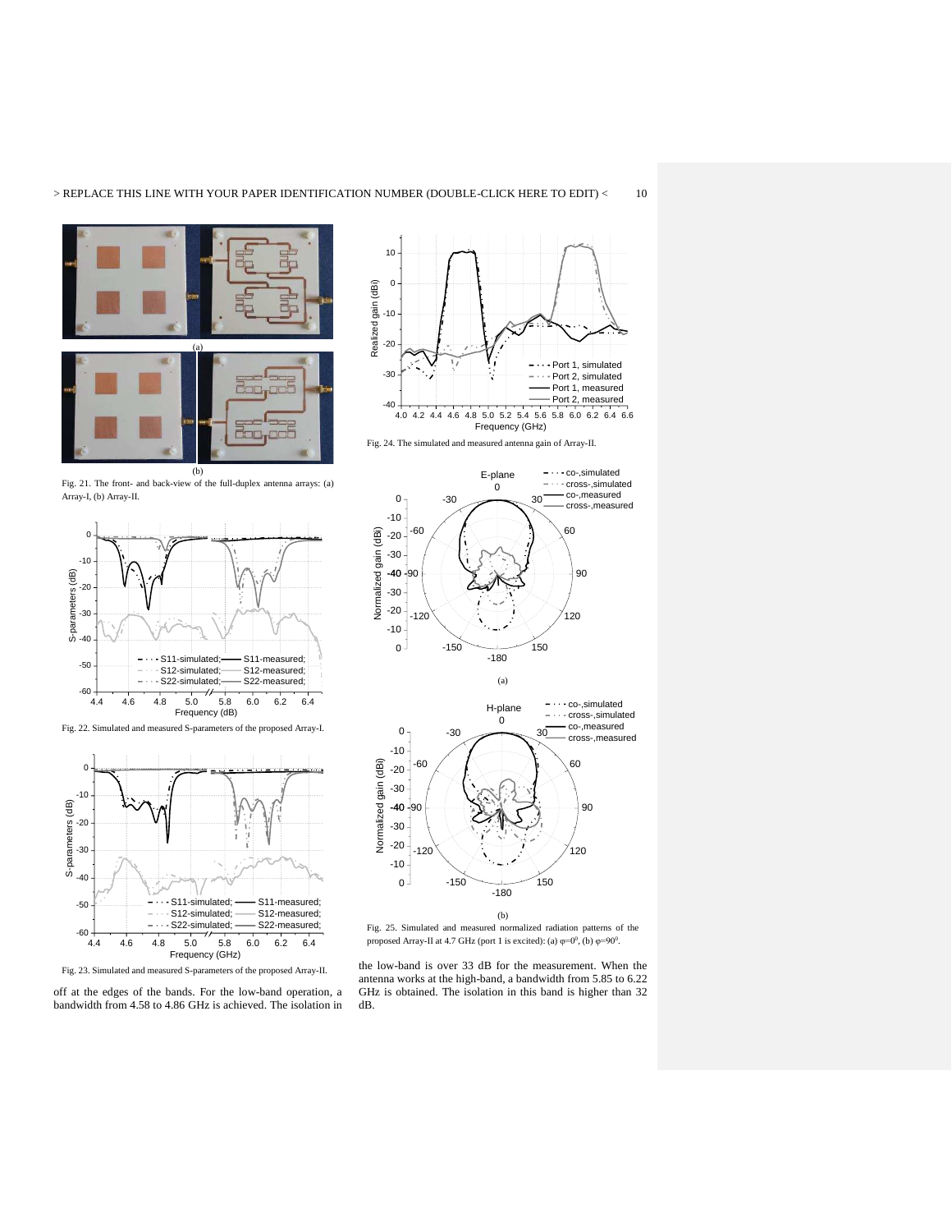Fig. 21. The front- and back-view of the full-duplex antenna arrays: (a) Array-I, (b) Array-II.

Fig. 22. Simulated and measured S-parameters of the proposed Array-I.

Fig. 23. Simulated and measured S-parameters of the proposed Array-II.

off at the edges of the bands. For the low-band operation, a bandwidth from 4.58 to 4.86 GHz is achieved. The isolation in the low-band is over 33 dB for the measurement. When the antenna works at the high-band, a bandwidth from 5.85 to 6.22 GHz is obtained. The isolation in this band is higher than 32 dB.

Fig. 24. The simulated and measured antenna gain of Array-II.

Fig. 25. Simulated and measured normalized radiation patterns of the proposed Array-II at 4.7 GHz (port 1 is excited): (a) $\varphi=0^0$, (b) $\varphi=90^0$.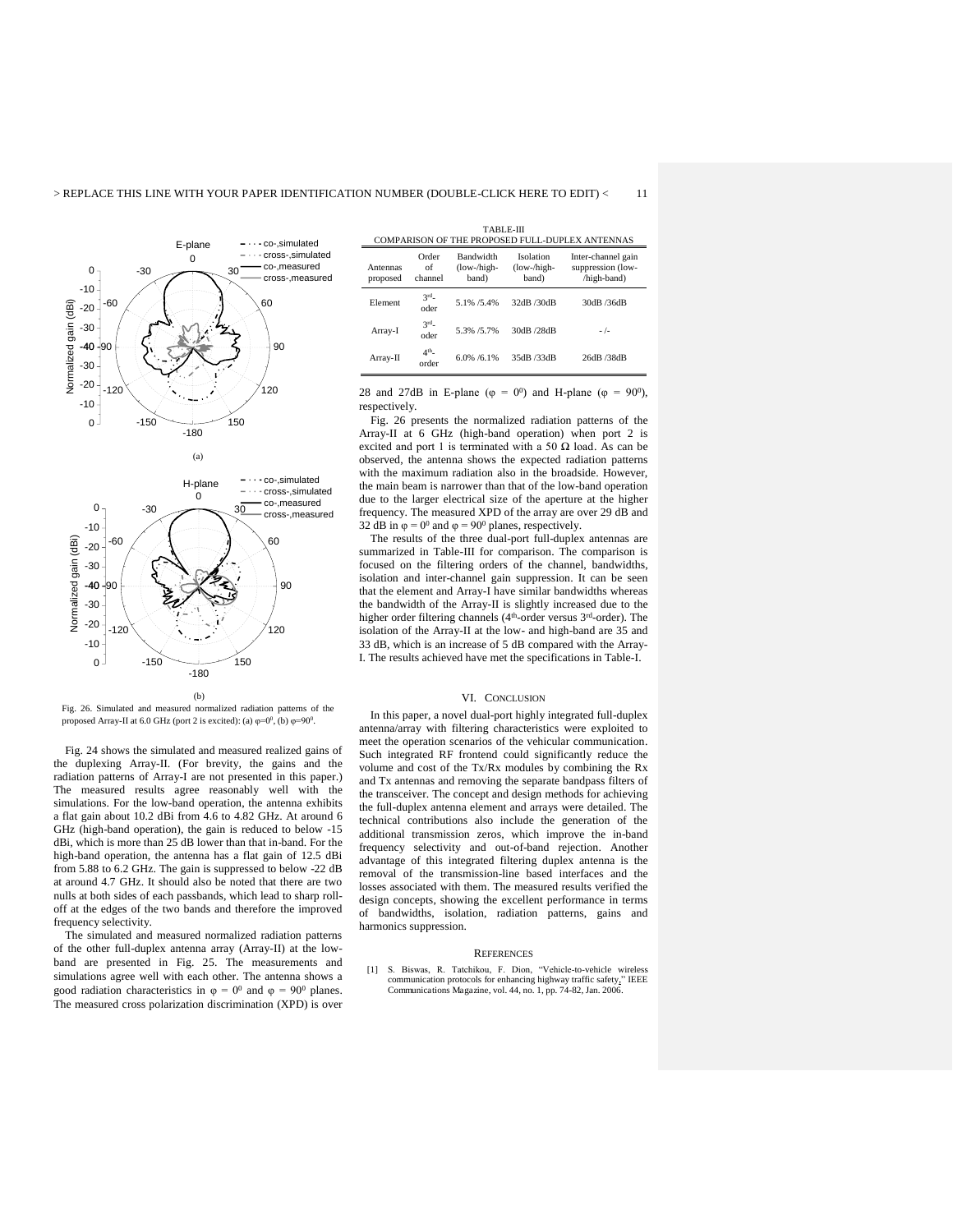Fig. 26. Simulated and measured normalized radiation patterns of the proposed Array-II at 6.0 GHz (port 2 is excited): (a) $\varphi=0^0$, (b) $\varphi=90^0$.

Fig. 24 shows the simulated and measured realized gains of the duplexing Array-II. (For brevity, the gains and the radiation patterns of Array-I are not presented in this paper.) The measured results agree reasonably well with the simulations. For the low-band operation, the antenna exhibits a flat gain about 10.2 dBi from 4.6 to 4.82 GHz. At around 6 GHz (high-band operation), the gain is reduced to below -15 dBi, which is more than 25 dB lower than that in-band. For the high-band operation, the antenna has a flat gain of 12.5 dBi from 5.88 to 6.2 GHz. The gain is suppressed to below -22 dB at around 4.7 GHz. It should also be noted that there are two nulls at both sides of each passbands, which lead to sharp roll-off at the edges of the two bands and therefore the improved frequency selectivity.

The simulated and measured normalized radiation patterns of the other full-duplex antenna array (Array-II) at the low-band are presented in Fig. 25. The measurements and simulations agree well with each other. The antenna shows a good radiation characteristics in $\varphi = 0^0$ and $\varphi = 90^0$ planes. The measured cross polarization discrimination (XPD) is over 28 and 27dB in E-plane ($\varphi = 0^0$) and H-plane ($\varphi = 90^0$), respectively.

TABLE-III
COMPARISON OF THE PROPOSED FULL-DUPLEX ANTENNAS

| Antennas proposed | Order of channel | Bandwidth (low-/high-band) | Isolation (low-/high-band) | Inter-channel gain suppression (low-/high-band) |
|---|---|---|---|---|
| Element | 3rd-oder | 5.1% /5.4% | 32dB /30dB | 30dB /36dB |
| Array-I | 3rd-oder | 5.3% /5.7% | 30dB /28dB | - /- |
| Array-II | 4th-order | 6.0% /6.1% | 35dB /33dB | 26dB /38dB |

Fig. 26 presents the normalized radiation patterns of the Array-II at 6 GHz (high-band operation) when port 2 is excited and port 1 is terminated with a 50 Ω load. As can be observed, the antenna shows the expected radiation patterns with the maximum radiation also in the broadside. However, the main beam is narrower than that of the low-band operation due to the larger electrical size of the aperture at the higher frequency. The measured XPD of the array are over 29 dB and 32 dB in $\varphi = 0^0$ and $\varphi = 90^0$ planes, respectively.

The results of the three dual-port full-duplex antennas are summarized in Table-III for comparison. The comparison is focused on the filtering orders of the channel, bandwidths, isolation and inter-channel gain suppression. It can be seen that the element and Array-I have similar bandwidths whereas the bandwidth of the Array-II is slightly increased due to the higher order filtering channels (4th-order versus 3rd-order). The isolation of the Array-II at the low- and high-band are 35 and 33 dB, which is an increase of 5 dB compared with the Array-I. The results achieved have met the specifications in Table-I.

## VI. Conclusion

In this paper, a novel dual-port highly integrated full-duplex antenna/array with filtering characteristics were exploited to meet the operation scenarios of the vehicular communication. Such integrated RF frontend could significantly reduce the volume and cost of the Tx/Rx modules by combining the Rx and Tx antennas and removing the separate bandpass filters of the transceiver. The concept and design methods for achieving the full-duplex antenna element and arrays were detailed. The technical contributions also include the generation of the additional transmission zeros, which improve the in-band frequency selectivity and out-of-band rejection. Another advantage of this integrated filtering duplex antenna is the removal of the transmission-line based interfaces and the losses associated with them. The measured results verified the design concepts, showing the excellent performance in terms of bandwidths, isolation, radiation patterns, gains and harmonics suppression.

## References

[1] S. Biswas, R. Tatchikou, F. Dion, "Vehicle-to-vehicle wireless communication protocols for enhancing highway traffic safety," IEEE Communications Magazine, vol. 44, no. 1, pp. 74-82, Jan. 2006.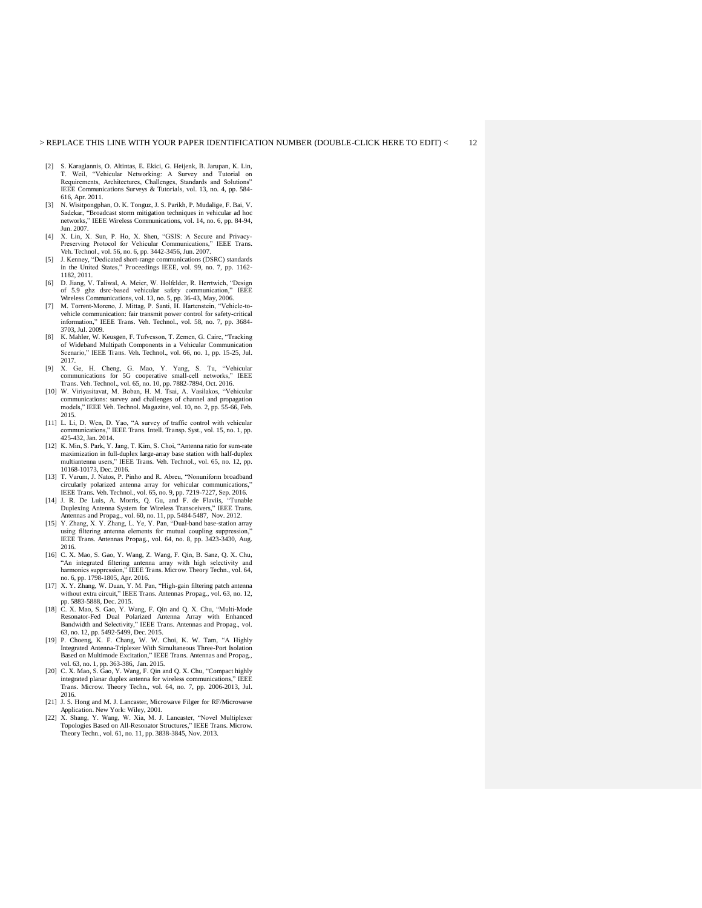[2] S. Karagiannis, O. Altintas, E. Ekici, G. Heijenk, B. Jarupan, K. Lin, T. Weil, "Vehicular Networking: A Survey and Tutorial on Requirements, Architectures, Challenges, Standards and Solutions" IEEE Communications Surveys & Tutorials, vol. 13, no. 4, pp. 584-616, Apr. 2011.

[3] N. Wisitpongphan, O. K. Tonguz, J. S. Parikh, P. Mudalige, F. Bai, V. Sadekar, "Broadcast storm mitigation techniques in vehicular ad hoc networks," IEEE Wireless Communications, vol. 14, no. 6, pp. 84-94, Jun. 2007.

[4] X. Lin, X. Sun, P. Ho, X. Shen, "GSIS: A Secure and Privacy-Preserving Protocol for Vehicular Communications," IEEE Trans. Veh. Technol., vol. 56, no. 6, pp. 3442-3456, Jun. 2007.

[5] J. Kenney, "Dedicated short-range communications (DSRC) standards in the United States," Proceedings IEEE, vol. 99, no. 7, pp. 1162-1182, 2011.

[6] D. Jiang, V. Taliwal, A. Meier, W. Holfelder, R. Herrtwich, "Design of 5.9 ghz dsrc-based vehicular safety communication," IEEE Wireless Communications, vol. 13, no. 5, pp. 36-43, May, 2006.

[7] M. Torrent-Moreno, J. Mittag, P. Santi, H. Hartenstein, "Vehicle-to-vehicle communication: fair transmit power control for safety-critical information," IEEE Trans. Veh. Technol., vol. 58, no. 7, pp. 3684-3703, Jul. 2009.

[8] K. Mahler, W. Keusgen, F. Tufvesson, T. Zemen, G. Caire, "Tracking of Wideband Multipath Components in a Vehicular Communication Scenario," IEEE Trans. Veh. Technol., vol. 66, no. 1, pp. 15-25, Jul. 2017.

[9] X. Ge, H. Cheng, G. Mao, Y. Yang, S. Tu, "Vehicular communications for 5G cooperative small-cell networks," IEEE Trans. Veh. Technol., vol. 65, no. 10, pp. 7882-7894, Oct. 2016.

[10] W. Viriyasitavat, M. Boban, H. M. Tsai, A. Vasilakos, "Vehicular communications: survey and challenges of channel and propagation models," IEEE Veh. Technol. Magazine, vol. 10, no. 2, pp. 55-66, Feb. 2015.

[11] L. Li, D. Wen, D. Yao, "A survey of traffic control with vehicular communications," IEEE Trans. Intell. Transp. Syst., vol. 15, no. 1, pp. 425-432, Jan. 2014.

[12] K. Min, S. Park, Y. Jang, T. Kim, S. Choi, "Antenna ratio for sum-rate maximization in full-duplex large-array base station with half-duplex multiantenna users," IEEE Trans. Veh. Technol., vol. 65, no. 12, pp. 10168-10173, Dec. 2016.

[13] T. Varum, J. Natos, P. Pinho and R. Abreu, "Nonuniform broadband circularly polarized antenna array for vehicular communications," IEEE Trans. Veh. Technol., vol. 65, no. 9, pp. 7219-7227, Sep. 2016.

[14] J. R. De Luis, A. Morris, Q. Gu, and F. de Flaviis, "Tunable Duplexing Antenna System for Wireless Transceivers," IEEE Trans. Antennas and Propag., vol. 60, no. 11, pp. 5484-5487, Nov. 2012.

[15] Y. Zhang, X. Y. Zhang, L. Ye, Y. Pan, "Dual-band base-station array using filtering antenna elements for mutual coupling suppression," IEEE Trans. Antennas Propag., vol. 64, no. 8, pp. 3423-3430, Aug. 2016.

[16] C. X. Mao, S. Gao, Y. Wang, Z. Wang, F. Qin, B. Sanz, Q. X. Chu, "An integrated filtering antenna array with high selectivity and harmonics suppression," IEEE Trans. Microw. Theory Techn., vol. 64, no. 6, pp. 1798-1805, Apr. 2016.

[17] X. Y. Zhang, W. Duan, Y. M. Pan, "High-gain filtering patch antenna without extra circuit," IEEE Trans. Antennas Propag., vol. 63, no. 12, pp. 5883-5888, Dec. 2015.

[18] C. X. Mao, S. Gao, Y. Wang, F. Qin and Q. X. Chu, "Multi-Mode Resonator-Fed Dual Polarized Antenna Array with Enhanced Bandwidth and Selectivity," IEEE Trans. Antennas and Propag., vol. 63, no. 12, pp. 5492-5499, Dec. 2015.

[19] P. Choeng, K. F. Chang, W. W. Choi, K. W. Tam, "A Highly Integrated Antenna-Triplexer With Simultaneous Three-Port Isolation Based on Multimode Excitation," IEEE Trans. Antennas and Propag., vol. 63, no. 1, pp. 363-386, Jan. 2015.

[20] C. X. Mao, S. Gao, Y. Wang, F. Qin and Q. X. Chu, "Compact highly integrated planar duplex antenna for wireless communications," IEEE Trans. Microw. Theory Techn., vol. 64, no. 7, pp. 2006-2013, Jul. 2016.

[21] J. S. Hong and M. J. Lancaster, Microwave Filger for RF/Microwave Application. New York: Wiley, 2001.

[22] X. Shang, Y. Wang, W. Xia, M. J. Lancaster, "Novel Multiplexer Topologies Based on All-Resonator Structures," IEEE Trans. Microw. Theory Techn., vol. 61, no. 11, pp. 3838-3845, Nov. 2013.